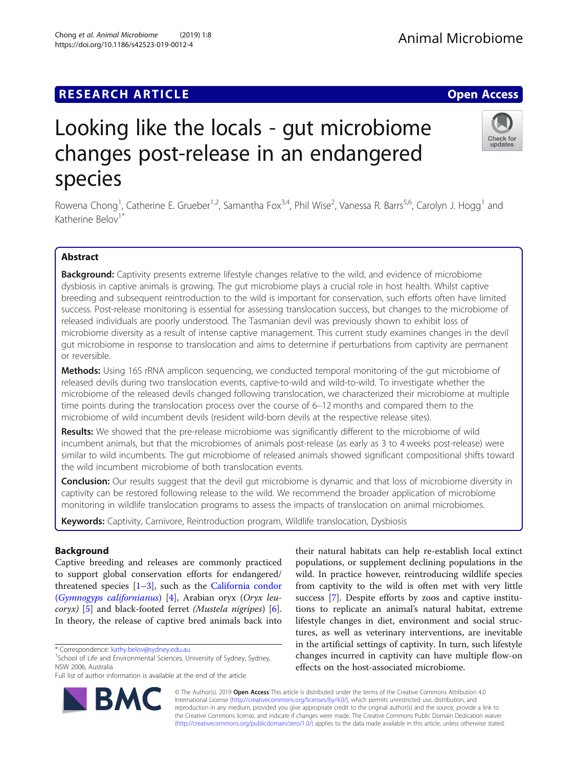RESEARCH ARTICLE

Open Access

# Looking like the locals - gut microbiome changes post-release in an endangered species

Rowena Chong[1], Catherine E. Grueber[1,2], Samantha Fox[3,4], Phil Wise[2], Vanessa R. Barrs[5,6], Carolyn J. Hogg[1] and Katherine Belov[1*]

## Abstract

**Background:** Captivity presents extreme lifestyle changes relative to the wild, and evidence of microbiome dysbiosis in captive animals is growing. The gut microbiome plays a crucial role in host health. Whilst captive breeding and subsequent reintroduction to the wild is important for conservation, such efforts often have limited success. Post-release monitoring is essential for assessing translocation success, but changes to the microbiome of released individuals are poorly understood. The Tasmanian devil was previously shown to exhibit loss of microbiome diversity as a result of intense captive management. This current study examines changes in the devil gut microbiome in response to translocation and aims to determine if perturbations from captivity are permanent or reversible.

**Methods:** Using 16S rRNA amplicon sequencing, we conducted temporal monitoring of the gut microbiome of released devils during two translocation events, captive-to-wild and wild-to-wild. To investigate whether the microbiome of the released devils changed following translocation, we characterized their microbiome at multiple time points during the translocation process over the course of 6–12 months and compared them to the microbiome of wild incumbent devils (resident wild-born devils at the respective release sites).

**Results:** We showed that the pre-release microbiome was significantly different to the microbiome of wild incumbent animals, but that the microbiomes of animals post-release (as early as 3 to 4 weeks post-release) were similar to wild incumbents. The gut microbiome of released animals showed significant compositional shifts toward the wild incumbent microbiome of both translocation events.

**Conclusion:** Our results suggest that the devil gut microbiome is dynamic and that loss of microbiome diversity in captivity can be restored following release to the wild. We recommend the broader application of microbiome monitoring in wildlife translocation programs to assess the impacts of translocation on animal microbiomes.

**Keywords:** Captivity, Carnivore, Reintroduction program, Wildlife translocation, Dysbiosis

## Background

Captive breeding and releases are commonly practiced to support global conservation efforts for endangered/threatened species [1–3], such as the California condor (*Gymnogyps californianus*) [4], Arabian oryx (*Oryx leucoryx*) [5] and black-footed ferret (*Mustela nigripes*) [6]. In theory, the release of captive bred animals back into their natural habitats can help re-establish local extinct populations, or supplement declining populations in the wild. In practice however, reintroducing wildlife species from captivity to the wild is often met with very little success [7]. Despite efforts by zoos and captive institutions to replicate an animal's natural habitat, extreme lifestyle changes in diet, environment and social structures, as well as veterinary interventions, are inevitable in the artificial settings of captivity. In turn, such lifestyle changes incurred in captivity can have multiple flow-on effects on the host-associated microbiome.

\* Correspondence: kathy.belov@sydney.edu.au
[1]School of Life and Environmental Sciences, University of Sydney, Sydney, NSW 2006, Australia
Full list of author information is available at the end of the article

© The Author(s). 2019 **Open Access** This article is distributed under the terms of the Creative Commons Attribution 4.0 International License (http://creativecommons.org/licenses/by/4.0/), which permits unrestricted use, distribution, and reproduction in any medium, provided you give appropriate credit to the original author(s) and the source, provide a link to the Creative Commons license, and indicate if changes were made. The Creative Commons Public Domain Dedication waiver (http://creativecommons.org/publicdomain/zero/1.0/) applies to the data made available in this article, unless otherwise stated.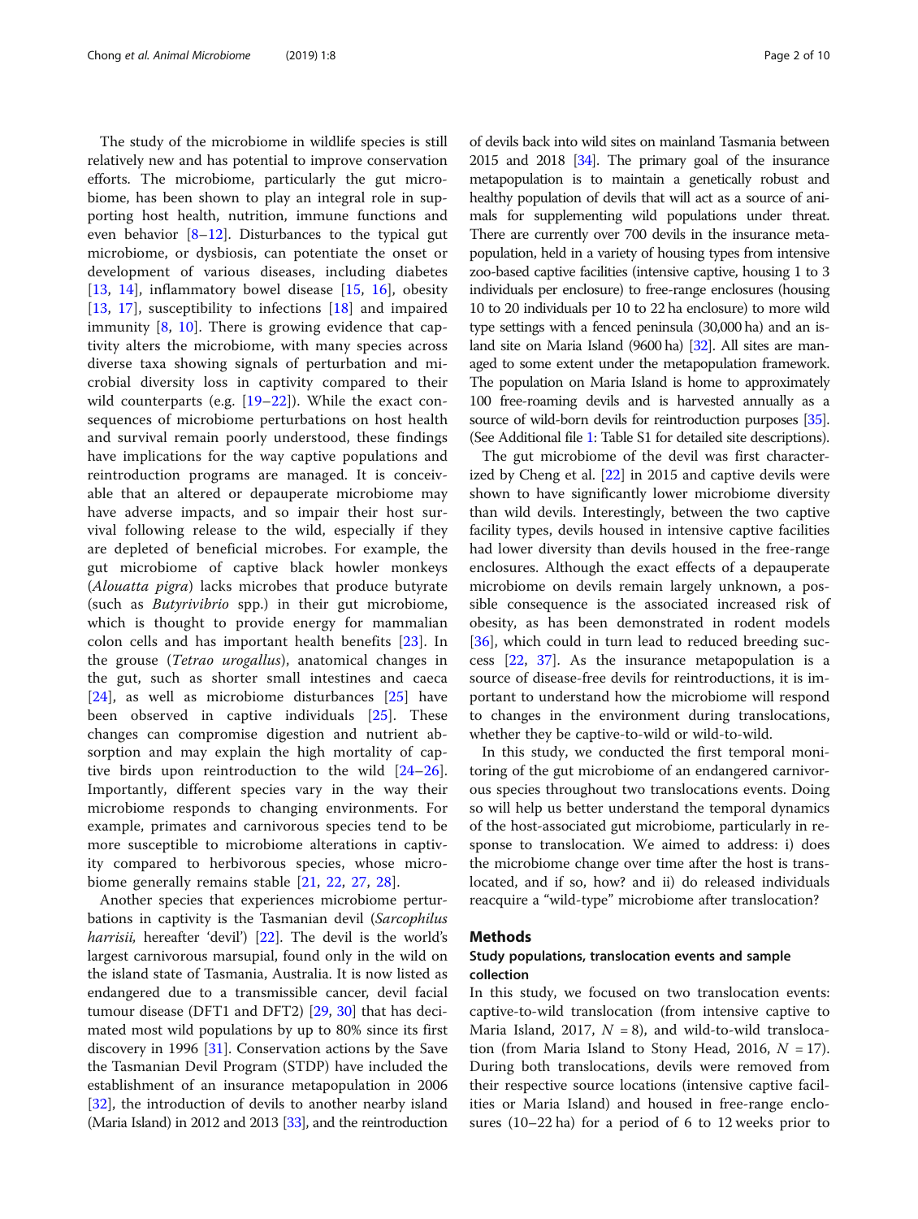The study of the microbiome in wildlife species is still relatively new and has potential to improve conservation efforts. The microbiome, particularly the gut microbiome, has been shown to play an integral role in supporting host health, nutrition, immune functions and even behavior [8–12]. Disturbances to the typical gut microbiome, or dysbiosis, can potentiate the onset or development of various diseases, including diabetes [13, 14], inflammatory bowel disease [15, 16], obesity [13, 17], susceptibility to infections [18] and impaired immunity [8, 10]. There is growing evidence that captivity alters the microbiome, with many species across diverse taxa showing signals of perturbation and microbial diversity loss in captivity compared to their wild counterparts (e.g. [19–22]). While the exact consequences of microbiome perturbations on host health and survival remain poorly understood, these findings have implications for the way captive populations and reintroduction programs are managed. It is conceivable that an altered or depauperate microbiome may have adverse impacts, and so impair their host survival following release to the wild, especially if they are depleted of beneficial microbes. For example, the gut microbiome of captive black howler monkeys (*Alouatta pigra*) lacks microbes that produce butyrate (such as *Butyrivibrio* spp.) in their gut microbiome, which is thought to provide energy for mammalian colon cells and has important health benefits [23]. In the grouse (*Tetrao urogallus*), anatomical changes in the gut, such as shorter small intestines and caeca [24], as well as microbiome disturbances [25] have been observed in captive individuals [25]. These changes can compromise digestion and nutrient absorption and may explain the high mortality of captive birds upon reintroduction to the wild [24–26]. Importantly, different species vary in the way their microbiome responds to changing environments. For example, primates and carnivorous species tend to be more susceptible to microbiome alterations in captivity compared to herbivorous species, whose microbiome generally remains stable [21, 22, 27, 28].

Another species that experiences microbiome perturbations in captivity is the Tasmanian devil (*Sarcophilus harrisii,* hereafter 'devil') [22]. The devil is the world's largest carnivorous marsupial, found only in the wild on the island state of Tasmania, Australia. It is now listed as endangered due to a transmissible cancer, devil facial tumour disease (DFT1 and DFT2) [29, 30] that has decimated most wild populations by up to 80% since its first discovery in 1996 [31]. Conservation actions by the Save the Tasmanian Devil Program (STDP) have included the establishment of an insurance metapopulation in 2006 [32], the introduction of devils to another nearby island (Maria Island) in 2012 and 2013 [33], and the reintroduction of devils back into wild sites on mainland Tasmania between 2015 and 2018 [34]. The primary goal of the insurance metapopulation is to maintain a genetically robust and healthy population of devils that will act as a source of animals for supplementing wild populations under threat. There are currently over 700 devils in the insurance metapopulation, held in a variety of housing types from intensive zoo-based captive facilities (intensive captive, housing 1 to 3 individuals per enclosure) to free-range enclosures (housing 10 to 20 individuals per 10 to 22 ha enclosure) to more wild type settings with a fenced peninsula (30,000 ha) and an island site on Maria Island (9600 ha) [32]. All sites are managed to some extent under the metapopulation framework. The population on Maria Island is home to approximately 100 free-roaming devils and is harvested annually as a source of wild-born devils for reintroduction purposes [35]. (See Additional file 1: Table S1 for detailed site descriptions).

The gut microbiome of the devil was first characterized by Cheng et al. [22] in 2015 and captive devils were shown to have significantly lower microbiome diversity than wild devils. Interestingly, between the two captive facility types, devils housed in intensive captive facilities had lower diversity than devils housed in the free-range enclosures. Although the exact effects of a depauperate microbiome on devils remain largely unknown, a possible consequence is the associated increased risk of obesity, as has been demonstrated in rodent models [36], which could in turn lead to reduced breeding success [22, 37]. As the insurance metapopulation is a source of disease-free devils for reintroductions, it is important to understand how the microbiome will respond to changes in the environment during translocations, whether they be captive-to-wild or wild-to-wild.

In this study, we conducted the first temporal monitoring of the gut microbiome of an endangered carnivorous species throughout two translocations events. Doing so will help us better understand the temporal dynamics of the host-associated gut microbiome, particularly in response to translocation. We aimed to address: i) does the microbiome change over time after the host is translocated, and if so, how? and ii) do released individuals reacquire a "wild-type" microbiome after translocation?

## Methods

### Study populations, translocation events and sample collection

In this study, we focused on two translocation events: captive-to-wild translocation (from intensive captive to Maria Island, 2017, $N = 8$), and wild-to-wild translocation (from Maria Island to Stony Head, 2016, $N = 17$). During both translocations, devils were removed from their respective source locations (intensive captive facilities or Maria Island) and housed in free-range enclosures (10–22 ha) for a period of 6 to 12 weeks prior to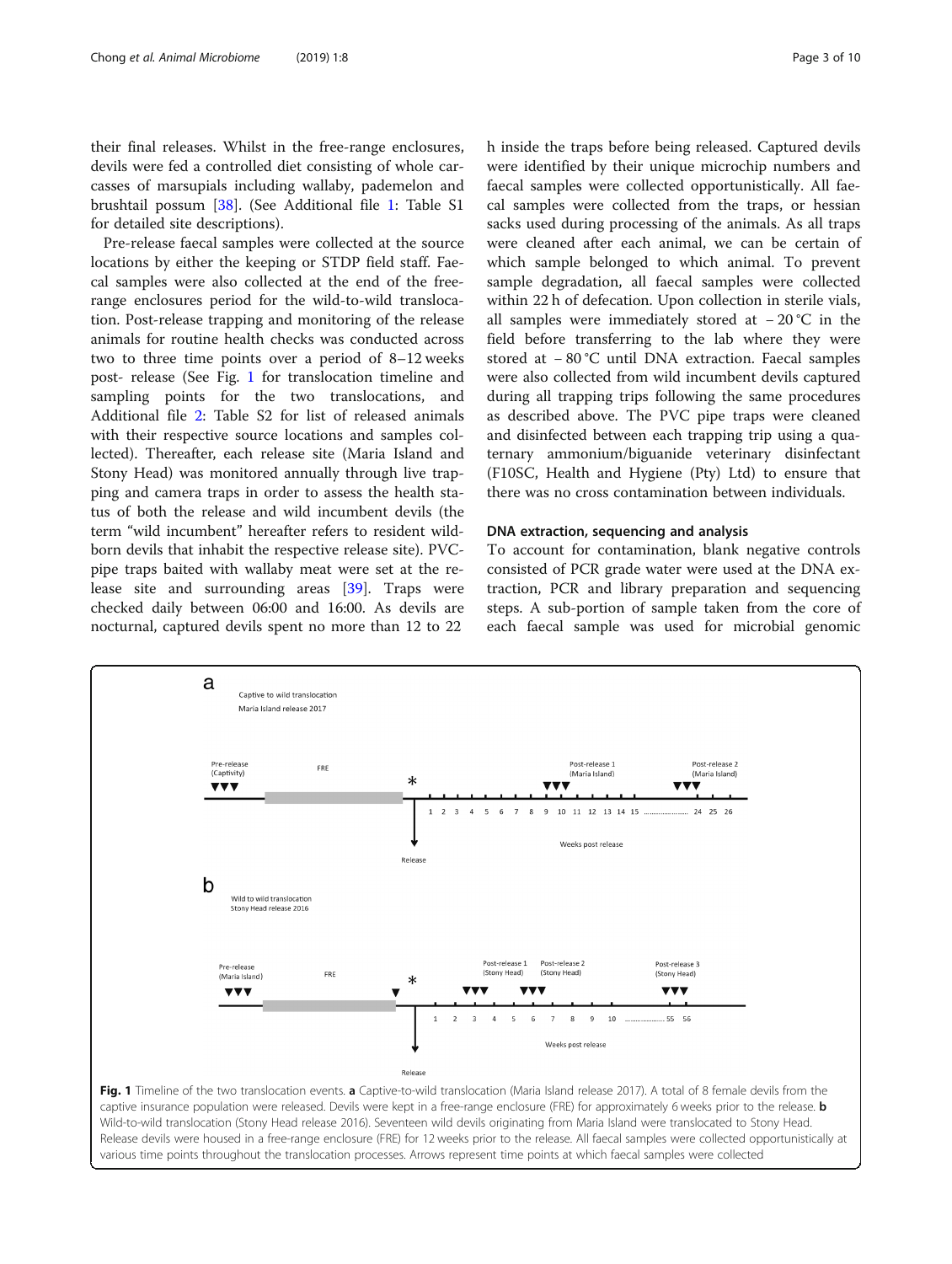their final releases. Whilst in the free-range enclosures, devils were fed a controlled diet consisting of whole carcasses of marsupials including wallaby, pademelon and brushtail possum [38]. (See Additional file 1: Table S1 for detailed site descriptions).

Pre-release faecal samples were collected at the source locations by either the keeping or STDP field staff. Faecal samples were also collected at the end of the free-range enclosures period for the wild-to-wild translocation. Post-release trapping and monitoring of the release animals for routine health checks was conducted across two to three time points over a period of 8–12 weeks post- release (See Fig. 1 for translocation timeline and sampling points for the two translocations, and Additional file 2: Table S2 for list of released animals with their respective source locations and samples collected). Thereafter, each release site (Maria Island and Stony Head) was monitored annually through live trapping and camera traps in order to assess the health status of both the release and wild incumbent devils (the term "wild incumbent" hereafter refers to resident wild-born devils that inhabit the respective release site). PVC-pipe traps baited with wallaby meat were set at the release site and surrounding areas [39]. Traps were checked daily between 06:00 and 16:00. As devils are nocturnal, captured devils spent no more than 12 to 22 h inside the traps before being released. Captured devils were identified by their unique microchip numbers and faecal samples were collected opportunistically. All faecal samples were collected from the traps, or hessian sacks used during processing of the animals. As all traps were cleaned after each animal, we can be certain of which sample belonged to which animal. To prevent sample degradation, all faecal samples were collected within 22 h of defecation. Upon collection in sterile vials, all samples were immediately stored at − 20 °C in the field before transferring to the lab where they were stored at − 80 °C until DNA extraction. Faecal samples were also collected from wild incumbent devils captured during all trapping trips following the same procedures as described above. The PVC pipe traps were cleaned and disinfected between each trapping trip using a quaternary ammonium/biguanide veterinary disinfectant (F10SC, Health and Hygiene (Pty) Ltd) to ensure that there was no cross contamination between individuals.

## DNA extraction, sequencing and analysis

To account for contamination, blank negative controls consisted of PCR grade water were used at the DNA extraction, PCR and library preparation and sequencing steps. A sub-portion of sample taken from the core of each faecal sample was used for microbial genomic

**Fig. 1** Timeline of the two translocation events. **a** Captive-to-wild translocation (Maria Island release 2017). A total of 8 female devils from the captive insurance population were released. Devils were kept in a free-range enclosure (FRE) for approximately 6 weeks prior to the release. **b** Wild-to-wild translocation (Stony Head release 2016). Seventeen wild devils originating from Maria Island were translocated to Stony Head. Release devils were housed in a free-range enclosure (FRE) for 12 weeks prior to the release. All faecal samples were collected opportunistically at various time points throughout the translocation processes. Arrows represent time points at which faecal samples were collected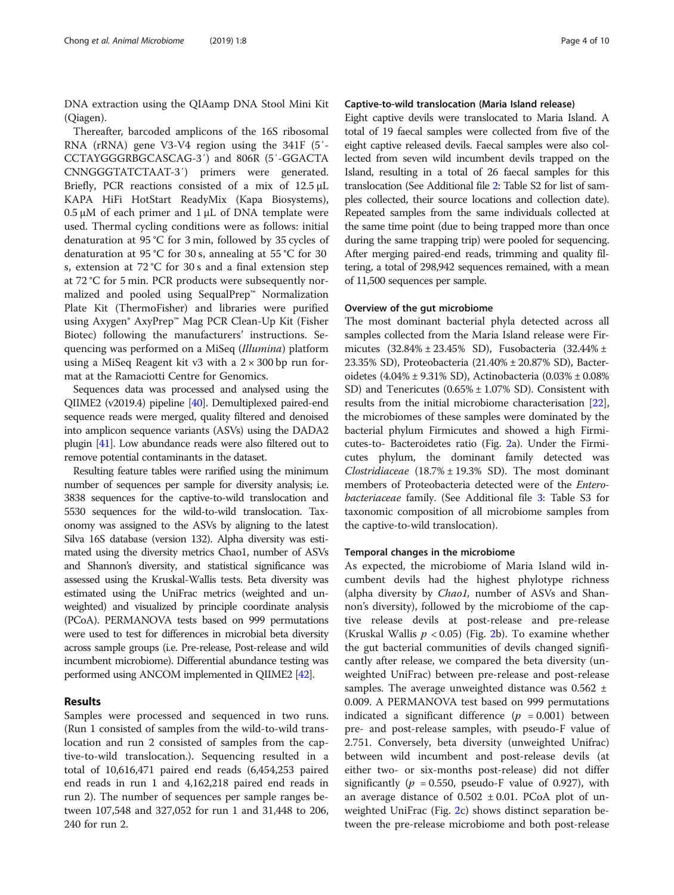DNA extraction using the QIAamp DNA Stool Mini Kit (Qiagen).

Thereafter, barcoded amplicons of the 16S ribosomal RNA (rRNA) gene V3-V4 region using the 341F (5′-CCTAYGGGRBGCASCAG-3′) and 806R (5′-GGACTACNNGGGTATCTAAT-3′) primers were generated. Briefly, PCR reactions consisted of a mix of 12.5 μL KAPA HiFi HotStart ReadyMix (Kapa Biosystems), 0.5 μM of each primer and 1 μL of DNA template were used. Thermal cycling conditions were as follows: initial denaturation at 95 °C for 3 min, followed by 35 cycles of denaturation at 95 °C for 30 s, annealing at 55 °C for 30 s, extension at 72 °C for 30 s and a final extension step at 72 °C for 5 min. PCR products were subsequently normalized and pooled using SequalPrep™ Normalization Plate Kit (ThermoFisher) and libraries were purified using Axygen® AxyPrep™ Mag PCR Clean-Up Kit (Fisher Biotec) following the manufacturers' instructions. Sequencing was performed on a MiSeq (*Illumina*) platform using a MiSeq Reagent kit v3 with a 2 × 300 bp run format at the Ramaciotti Centre for Genomics.

Sequences data was processed and analysed using the QIIME2 (v2019.4) pipeline [40]. Demultiplexed paired-end sequence reads were merged, quality filtered and denoised into amplicon sequence variants (ASVs) using the DADA2 plugin [41]. Low abundance reads were also filtered out to remove potential contaminants in the dataset.

Resulting feature tables were rarified using the minimum number of sequences per sample for diversity analysis; i.e. 3838 sequences for the captive-to-wild translocation and 5530 sequences for the wild-to-wild translocation. Taxonomy was assigned to the ASVs by aligning to the latest Silva 16S database (version 132). Alpha diversity was estimated using the diversity metrics Chao1, number of ASVs and Shannon's diversity, and statistical significance was assessed using the Kruskal-Wallis tests. Beta diversity was estimated using the UniFrac metrics (weighted and unweighted) and visualized by principle coordinate analysis (PCoA). PERMANOVA tests based on 999 permutations were used to test for differences in microbial beta diversity across sample groups (i.e. Pre-release, Post-release and wild incumbent microbiome). Differential abundance testing was performed using ANCOM implemented in QIIME2 [42].

## Results

Samples were processed and sequenced in two runs. (Run 1 consisted of samples from the wild-to-wild translocation and run 2 consisted of samples from the captive-to-wild translocation.). Sequencing resulted in a total of 10,616,471 paired end reads (6,454,253 paired end reads in run 1 and 4,162,218 paired end reads in run 2). The number of sequences per sample ranges between 107,548 and 327,052 for run 1 and 31,448 to 206,240 for run 2.

### Captive-to-wild translocation (Maria Island release)

Eight captive devils were translocated to Maria Island. A total of 19 faecal samples were collected from five of the eight captive released devils. Faecal samples were also collected from seven wild incumbent devils trapped on the Island, resulting in a total of 26 faecal samples for this translocation (See Additional file 2: Table S2 for list of samples collected, their source locations and collection date). Repeated samples from the same individuals collected at the same time point (due to being trapped more than once during the same trapping trip) were pooled for sequencing. After merging paired-end reads, trimming and quality filtering, a total of 298,942 sequences remained, with a mean of 11,500 sequences per sample.

### Overview of the gut microbiome

The most dominant bacterial phyla detected across all samples collected from the Maria Island release were Firmicutes (32.84% ± 23.45% SD), Fusobacteria (32.44% ± 23.35% SD), Proteobacteria (21.40% ± 20.87% SD), Bacteroidetes (4.04% ± 9.31% SD), Actinobacteria (0.03% ± 0.08% SD) and Tenericutes (0.65% ± 1.07% SD). Consistent with results from the initial microbiome characterisation [22], the microbiomes of these samples were dominated by the bacterial phylum Firmicutes and showed a high Firmicutes-to- Bacteroidetes ratio (Fig. 2a). Under the Firmicutes phylum, the dominant family detected was *Clostridiaceae* (18.7% ± 19.3% SD). The most dominant members of Proteobacteria detected were of the *Enterobacteriaceae* family. (See Additional file 3: Table S3 for taxonomic composition of all microbiome samples from the captive-to-wild translocation).

### Temporal changes in the microbiome

As expected, the microbiome of Maria Island wild incumbent devils had the highest phylotype richness (alpha diversity by *Chao1*, number of ASVs and Shannon's diversity), followed by the microbiome of the captive release devils at post-release and pre-release (Kruskal Wallis $p < 0.05$) (Fig. 2b). To examine whether the gut bacterial communities of devils changed significantly after release, we compared the beta diversity (unweighted UniFrac) between pre-release and post-release samples. The average unweighted distance was 0.562 ± 0.009. A PERMANOVA test based on 999 permutations indicated a significant difference ($p = 0.001$) between pre- and post-release samples, with pseudo-F value of 2.751. Conversely, beta diversity (unweighted Unifrac) between wild incumbent and post-release devils (at either two- or six-months post-release) did not differ significantly ($p = 0.550$, pseudo-F value of 0.927), with an average distance of 0.502 ± 0.01. PCoA plot of unweighted UniFrac (Fig. 2c) shows distinct separation between the pre-release microbiome and both post-release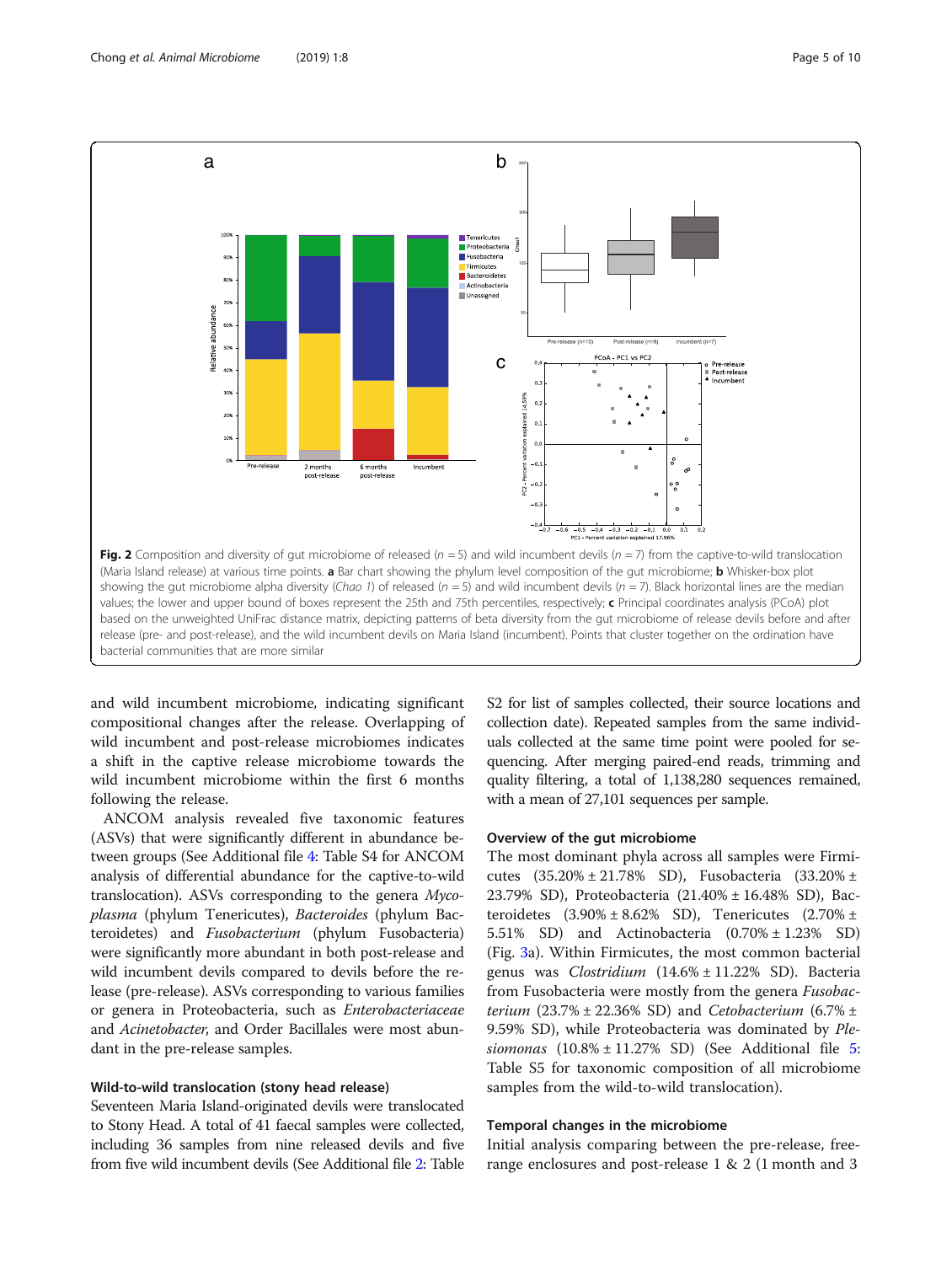**Fig. 2** Composition and diversity of gut microbiome of released ($n = 5$) and wild incumbent devils ($n = 7$) from the captive-to-wild translocation (Maria Island release) at various time points. **a** Bar chart showing the phylum level composition of the gut microbiome; **b** Whisker-box plot showing the gut microbiome alpha diversity (*Chao 1*) of released ($n = 5$) and wild incumbent devils ($n = 7$). Black horizontal lines are the median values; the lower and upper bound of boxes represent the 25th and 75th percentiles, respectively; **c** Principal coordinates analysis (PCoA) plot based on the unweighted UniFrac distance matrix, depicting patterns of beta diversity from the gut microbiome of release devils before and after release (pre- and post-release), and the wild incumbent devils on Maria Island (incumbent). Points that cluster together on the ordination have bacterial communities that are more similar

and wild incumbent microbiome, indicating significant compositional changes after the release. Overlapping of wild incumbent and post-release microbiomes indicates a shift in the captive release microbiome towards the wild incumbent microbiome within the first 6 months following the release.

ANCOM analysis revealed five taxonomic features (ASVs) that were significantly different in abundance between groups (See Additional file 4: Table S4 for ANCOM analysis of differential abundance for the captive-to-wild translocation). ASVs corresponding to the genera *Mycoplasma* (phylum Tenericutes), *Bacteroides* (phylum Bacteroidetes) and *Fusobacterium* (phylum Fusobacteria) were significantly more abundant in both post-release and wild incumbent devils compared to devils before the release (pre-release). ASVs corresponding to various families or genera in Proteobacteria, such as *Enterobacteriaceae* and *Acinetobacter*, and Order Bacillales were most abundant in the pre-release samples.

### Wild-to-wild translocation (stony head release)

Seventeen Maria Island-originated devils were translocated to Stony Head. A total of 41 faecal samples were collected, including 36 samples from nine released devils and five from five wild incumbent devils (See Additional file 2: Table S2 for list of samples collected, their source locations and collection date). Repeated samples from the same individuals collected at the same time point were pooled for sequencing. After merging paired-end reads, trimming and quality filtering, a total of 1,138,280 sequences remained, with a mean of 27,101 sequences per sample.

### Overview of the gut microbiome

The most dominant phyla across all samples were Firmicutes (35.20% ± 21.78% SD), Fusobacteria (33.20% ± 23.79% SD), Proteobacteria (21.40% ± 16.48% SD), Bacteroidetes (3.90% ± 8.62% SD), Tenericutes (2.70% ± 5.51% SD) and Actinobacteria (0.70% ± 1.23% SD) (Fig. 3a). Within Firmicutes, the most common bacterial genus was *Clostridium* (14.6% ± 11.22% SD). Bacteria from Fusobacteria were mostly from the genera *Fusobacterium* (23.7% ± 22.36% SD) and *Cetobacterium* (6.7% ± 9.59% SD), while Proteobacteria was dominated by *Plesiomonas* (10.8% ± 11.27% SD) (See Additional file 5: Table S5 for taxonomic composition of all microbiome samples from the wild-to-wild translocation).

### Temporal changes in the microbiome

Initial analysis comparing between the pre-release, free-range enclosures and post-release 1 & 2 (1 month and 3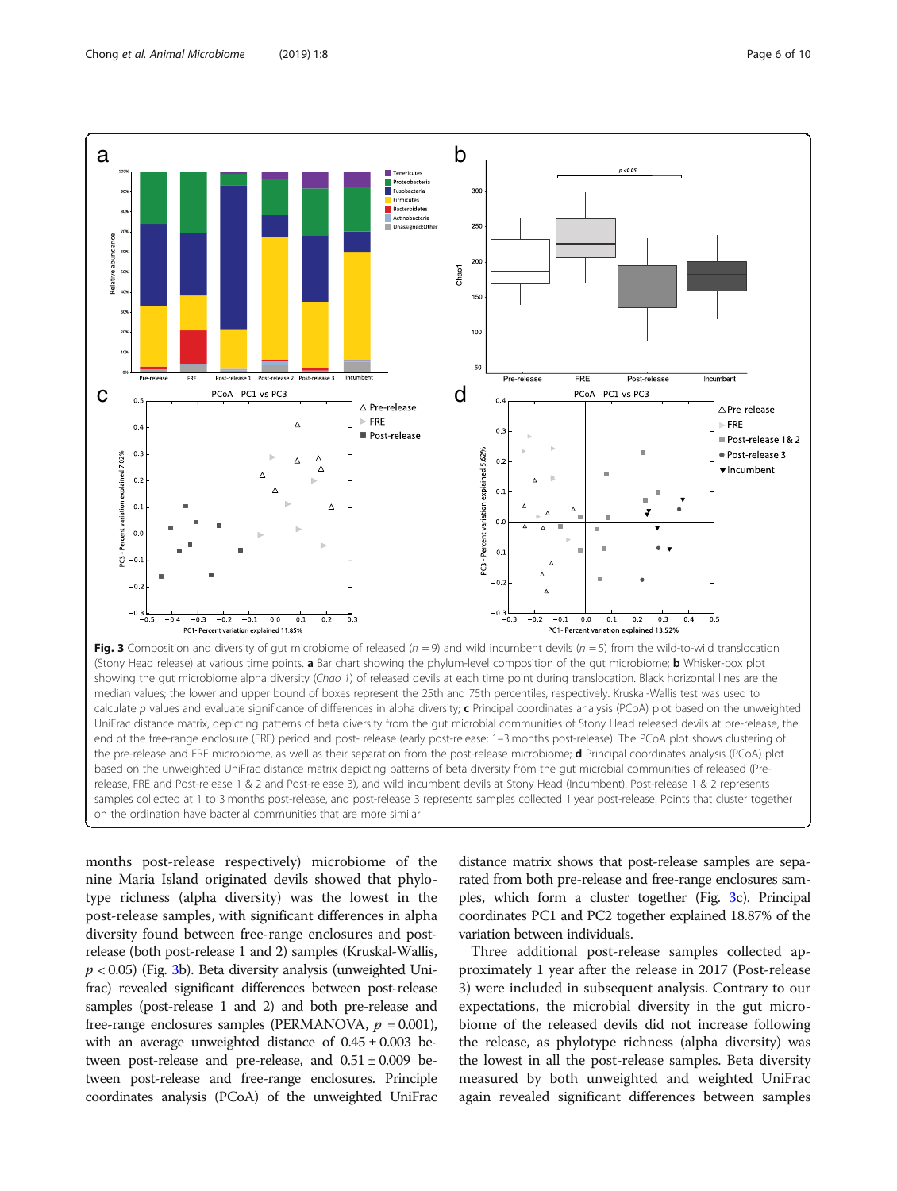**Fig. 3** Composition and diversity of gut microbiome of released ($n = 9$) and wild incumbent devils ($n = 5$) from the wild-to-wild translocation (Stony Head release) at various time points. **a** Bar chart showing the phylum-level composition of the gut microbiome; **b** Whisker-box plot showing the gut microbiome alpha diversity (*Chao 1*) of released devils at each time point during translocation. Black horizontal lines are the median values; the lower and upper bound of boxes represent the 25th and 75th percentiles, respectively. Kruskal-Wallis test was used to calculate *p* values and evaluate significance of differences in alpha diversity; **c** Principal coordinates analysis (PCoA) plot based on the unweighted UniFrac distance matrix, depicting patterns of beta diversity from the gut microbial communities of Stony Head released devils at pre-release, the end of the free-range enclosure (FRE) period and post- release (early post-release; 1–3 months post-release). The PCoA plot shows clustering of the pre-release and FRE microbiome, as well as their separation from the post-release microbiome; **d** Principal coordinates analysis (PCoA) plot based on the unweighted UniFrac distance matrix depicting patterns of beta diversity from the gut microbial communities of released (Pre-release, FRE and Post-release 1 & 2 and Post-release 3), and wild incumbent devils at Stony Head (Incumbent). Post-release 1 & 2 represents samples collected at 1 to 3 months post-release, and post-release 3 represents samples collected 1 year post-release. Points that cluster together on the ordination have bacterial communities that are more similar

months post-release respectively) microbiome of the nine Maria Island originated devils showed that phylotype richness (alpha diversity) was the lowest in the post-release samples, with significant differences in alpha diversity found between free-range enclosures and post-release (both post-release 1 and 2) samples (Kruskal-Wallis, $p < 0.05$) (Fig. 3b). Beta diversity analysis (unweighted Unifrac) revealed significant differences between post-release samples (post-release 1 and 2) and both pre-release and free-range enclosures samples (PERMANOVA, $p = 0.001$), with an average unweighted distance of $0.45 \pm 0.003$ between post-release and pre-release, and $0.51 \pm 0.009$ between post-release and free-range enclosures. Principle coordinates analysis (PCoA) of the unweighted UniFrac distance matrix shows that post-release samples are separated from both pre-release and free-range enclosures samples, which form a cluster together (Fig. 3c). Principal coordinates PC1 and PC2 together explained 18.87% of the variation between individuals.

Three additional post-release samples collected approximately 1 year after the release in 2017 (Post-release 3) were included in subsequent analysis. Contrary to our expectations, the microbial diversity in the gut microbiome of the released devils did not increase following the release, as phylotype richness (alpha diversity) was the lowest in all the post-release samples. Beta diversity measured by both unweighted and weighted UniFrac again revealed significant differences between samples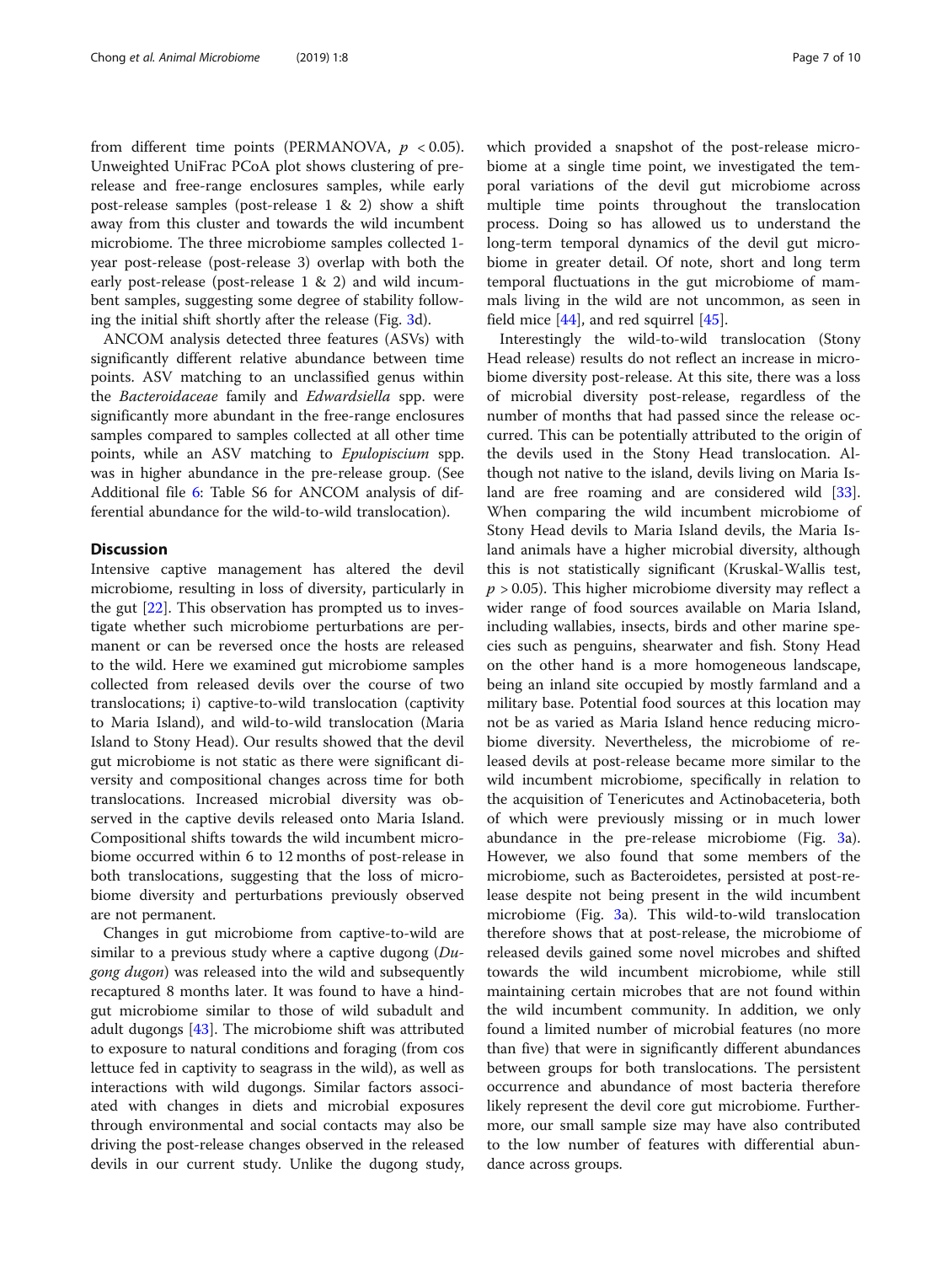from different time points (PERMANOVA, $p < 0.05$). Unweighted UniFrac PCoA plot shows clustering of pre-release and free-range enclosures samples, while early post-release samples (post-release 1 & 2) show a shift away from this cluster and towards the wild incumbent microbiome. The three microbiome samples collected 1-year post-release (post-release 3) overlap with both the early post-release (post-release 1 & 2) and wild incumbent samples, suggesting some degree of stability following the initial shift shortly after the release (Fig. 3d).

ANCOM analysis detected three features (ASVs) with significantly different relative abundance between time points. ASV matching to an unclassified genus within the *Bacteroidaceae* family and *Edwardsiella* spp. were significantly more abundant in the free-range enclosures samples compared to samples collected at all other time points, while an ASV matching to *Epulopiscium* spp. was in higher abundance in the pre-release group. (See Additional file 6: Table S6 for ANCOM analysis of differential abundance for the wild-to-wild translocation).

## Discussion

Intensive captive management has altered the devil microbiome, resulting in loss of diversity, particularly in the gut [22]. This observation has prompted us to investigate whether such microbiome perturbations are permanent or can be reversed once the hosts are released to the wild. Here we examined gut microbiome samples collected from released devils over the course of two translocations; i) captive-to-wild translocation (captivity to Maria Island), and wild-to-wild translocation (Maria Island to Stony Head). Our results showed that the devil gut microbiome is not static as there were significant diversity and compositional changes across time for both translocations. Increased microbial diversity was observed in the captive devils released onto Maria Island. Compositional shifts towards the wild incumbent microbiome occurred within 6 to 12 months of post-release in both translocations, suggesting that the loss of microbiome diversity and perturbations previously observed are not permanent.

Changes in gut microbiome from captive-to-wild are similar to a previous study where a captive dugong (*Dugong dugon*) was released into the wild and subsequently recaptured 8 months later. It was found to have a hindgut microbiome similar to those of wild subadult and adult dugongs [43]. The microbiome shift was attributed to exposure to natural conditions and foraging (from cos lettuce fed in captivity to seagrass in the wild), as well as interactions with wild dugongs. Similar factors associated with changes in diets and microbial exposures through environmental and social contacts may also be driving the post-release changes observed in the released devils in our current study. Unlike the dugong study, which provided a snapshot of the post-release microbiome at a single time point, we investigated the temporal variations of the devil gut microbiome across multiple time points throughout the translocation process. Doing so has allowed us to understand the long-term temporal dynamics of the devil gut microbiome in greater detail. Of note, short and long term temporal fluctuations in the gut microbiome of mammals living in the wild are not uncommon, as seen in field mice [44], and red squirrel [45].

Interestingly the wild-to-wild translocation (Stony Head release) results do not reflect an increase in microbiome diversity post-release. At this site, there was a loss of microbial diversity post-release, regardless of the number of months that had passed since the release occurred. This can be potentially attributed to the origin of the devils used in the Stony Head translocation. Although not native to the island, devils living on Maria Island are free roaming and are considered wild [33]. When comparing the wild incumbent microbiome of Stony Head devils to Maria Island devils, the Maria Island animals have a higher microbial diversity, although this is not statistically significant (Kruskal-Wallis test, $p > 0.05$). This higher microbiome diversity may reflect a wider range of food sources available on Maria Island, including wallabies, insects, birds and other marine species such as penguins, shearwater and fish. Stony Head on the other hand is a more homogeneous landscape, being an inland site occupied by mostly farmland and a military base. Potential food sources at this location may not be as varied as Maria Island hence reducing microbiome diversity. Nevertheless, the microbiome of released devils at post-release became more similar to the wild incumbent microbiome, specifically in relation to the acquisition of Tenericutes and Actinobaceteria, both of which were previously missing or in much lower abundance in the pre-release microbiome (Fig. 3a). However, we also found that some members of the microbiome, such as Bacteroidetes, persisted at post-release despite not being present in the wild incumbent microbiome (Fig. 3a). This wild-to-wild translocation therefore shows that at post-release, the microbiome of released devils gained some novel microbes and shifted towards the wild incumbent microbiome, while still maintaining certain microbes that are not found within the wild incumbent community. In addition, we only found a limited number of microbial features (no more than five) that were in significantly different abundances between groups for both translocations. The persistent occurrence and abundance of most bacteria therefore likely represent the devil core gut microbiome. Furthermore, our small sample size may have also contributed to the low number of features with differential abundance across groups.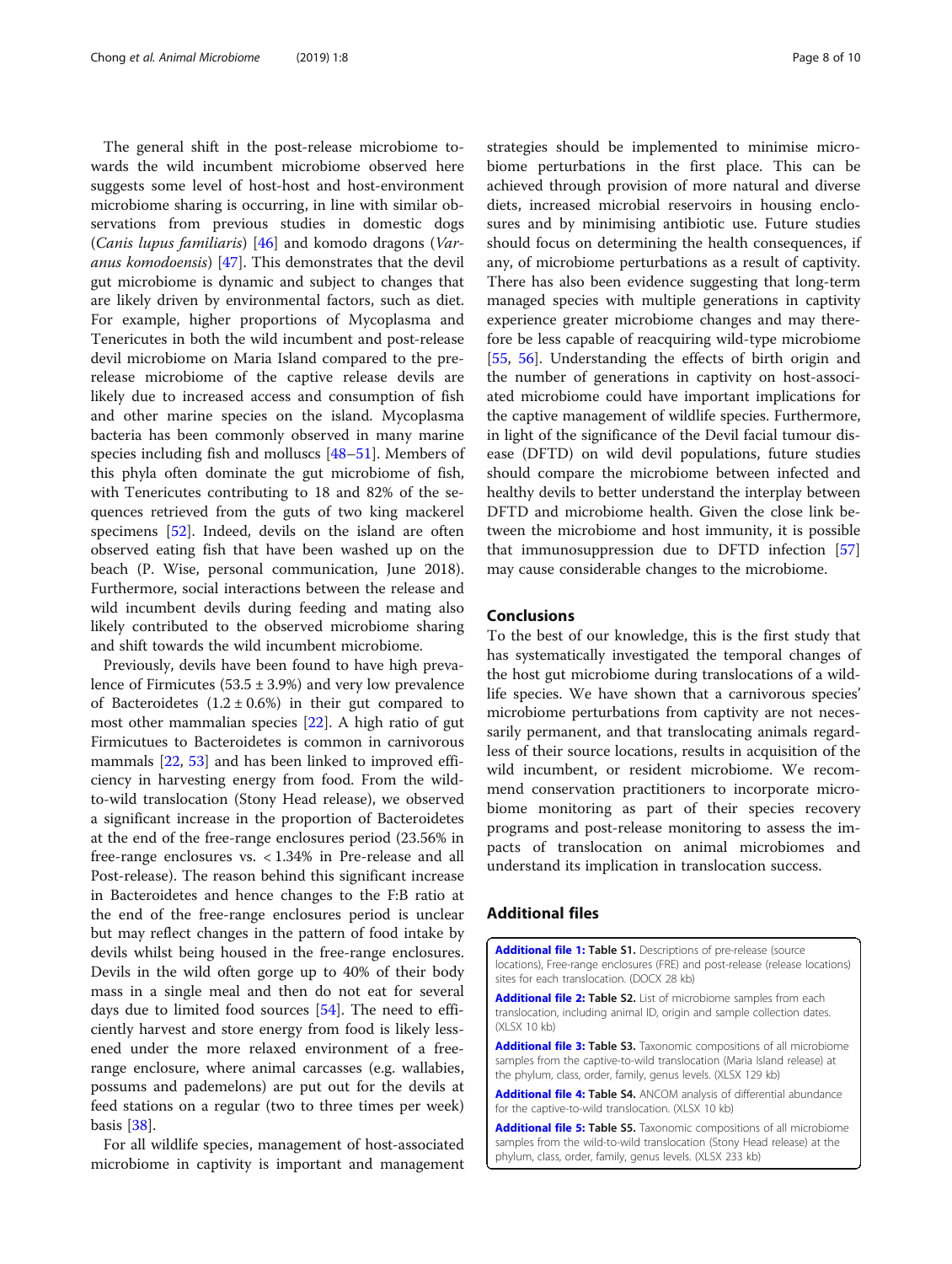The general shift in the post-release microbiome towards the wild incumbent microbiome observed here suggests some level of host-host and host-environment microbiome sharing is occurring, in line with similar observations from previous studies in domestic dogs (*Canis lupus familiaris*) [46] and komodo dragons (*Varanus komodoensis*) [47]. This demonstrates that the devil gut microbiome is dynamic and subject to changes that are likely driven by environmental factors, such as diet. For example, higher proportions of Mycoplasma and Tenericutes in both the wild incumbent and post-release devil microbiome on Maria Island compared to the pre-release microbiome of the captive release devils are likely due to increased access and consumption of fish and other marine species on the island. Mycoplasma bacteria has been commonly observed in many marine species including fish and molluscs [48–51]. Members of this phyla often dominate the gut microbiome of fish, with Tenericutes contributing to 18 and 82% of the sequences retrieved from the guts of two king mackerel specimens [52]. Indeed, devils on the island are often observed eating fish that have been washed up on the beach (P. Wise, personal communication, June 2018). Furthermore, social interactions between the release and wild incumbent devils during feeding and mating also likely contributed to the observed microbiome sharing and shift towards the wild incumbent microbiome.

Previously, devils have been found to have high prevalence of Firmicutes (53.5 ± 3.9%) and very low prevalence of Bacteroidetes (1.2 ± 0.6%) in their gut compared to most other mammalian species [22]. A high ratio of gut Firmicutues to Bacteroidetes is common in carnivorous mammals [22, 53] and has been linked to improved efficiency in harvesting energy from food. From the wild-to-wild translocation (Stony Head release), we observed a significant increase in the proportion of Bacteroidetes at the end of the free-range enclosures period (23.56% in free-range enclosures vs. < 1.34% in Pre-release and all Post-release). The reason behind this significant increase in Bacteroidetes and hence changes to the F:B ratio at the end of the free-range enclosures period is unclear but may reflect changes in the pattern of food intake by devils whilst being housed in the free-range enclosures. Devils in the wild often gorge up to 40% of their body mass in a single meal and then do not eat for several days due to limited food sources [54]. The need to efficiently harvest and store energy from food is likely lessened under the more relaxed environment of a free-range enclosure, where animal carcasses (e.g. wallabies, possums and pademelons) are put out for the devils at feed stations on a regular (two to three times per week) basis [38].

For all wildlife species, management of host-associated microbiome in captivity is important and management strategies should be implemented to minimise microbiome perturbations in the first place. This can be achieved through provision of more natural and diverse diets, increased microbial reservoirs in housing enclosures and by minimising antibiotic use. Future studies should focus on determining the health consequences, if any, of microbiome perturbations as a result of captivity. There has also been evidence suggesting that long-term managed species with multiple generations in captivity experience greater microbiome changes and may therefore be less capable of reacquiring wild-type microbiome [55, 56]. Understanding the effects of birth origin and the number of generations in captivity on host-associated microbiome could have important implications for the captive management of wildlife species. Furthermore, in light of the significance of the Devil facial tumour disease (DFTD) on wild devil populations, future studies should compare the microbiome between infected and healthy devils to better understand the interplay between DFTD and microbiome health. Given the close link between the microbiome and host immunity, it is possible that immunosuppression due to DFTD infection [57] may cause considerable changes to the microbiome.

## Conclusions

To the best of our knowledge, this is the first study that has systematically investigated the temporal changes of the host gut microbiome during translocations of a wildlife species. We have shown that a carnivorous species' microbiome perturbations from captivity are not necessarily permanent, and that translocating animals regardless of their source locations, results in acquisition of the wild incumbent, or resident microbiome. We recommend conservation practitioners to incorporate microbiome monitoring as part of their species recovery programs and post-release monitoring to assess the impacts of translocation on animal microbiomes and understand its implication in translocation success.

## Additional files

**Additional file 1: Table S1.** Descriptions of pre-release (source locations), Free-range enclosures (FRE) and post-release (release locations) sites for each translocation. (DOCX 28 kb)

**Additional file 2: Table S2.** List of microbiome samples from each translocation, including animal ID, origin and sample collection dates. (XLSX 10 kb)

**Additional file 3: Table S3.** Taxonomic compositions of all microbiome samples from the captive-to-wild translocation (Maria Island release) at the phylum, class, order, family, genus levels. (XLSX 129 kb)

**Additional file 4: Table S4.** ANCOM analysis of differential abundance for the captive-to-wild translocation. (XLSX 10 kb)

**Additional file 5: Table S5.** Taxonomic compositions of all microbiome samples from the wild-to-wild translocation (Stony Head release) at the phylum, class, order, family, genus levels. (XLSX 233 kb)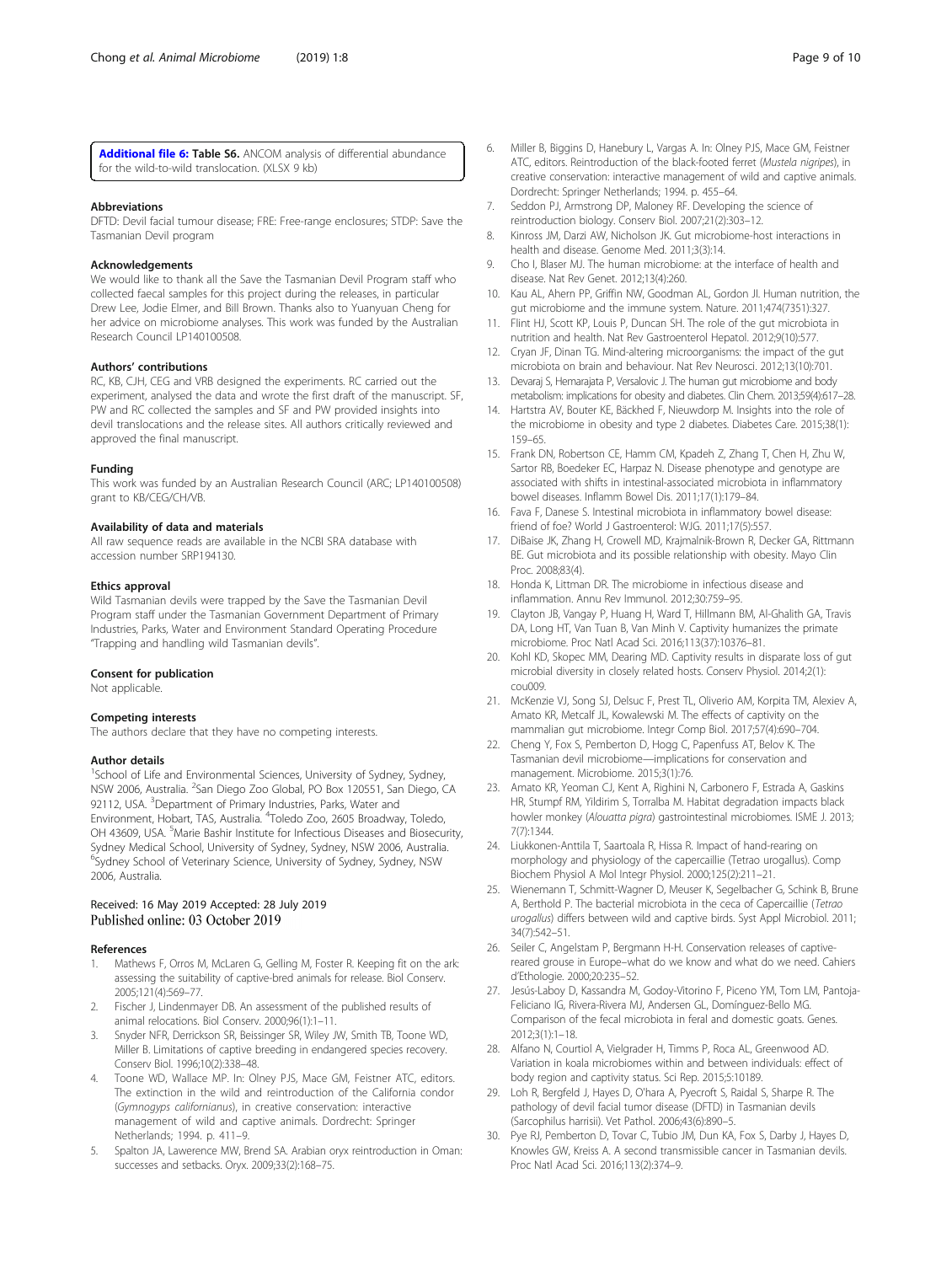**Additional file 6: Table S6.** ANCOM analysis of differential abundance for the wild-to-wild translocation. (XLSX 9 kb)

#### Abbreviations

DFTD: Devil facial tumour disease; FRE: Free-range enclosures; STDP: Save the Tasmanian Devil program

#### Acknowledgements

We would like to thank all the Save the Tasmanian Devil Program staff who collected faecal samples for this project during the releases, in particular Drew Lee, Jodie Elmer, and Bill Brown. Thanks also to Yuanyuan Cheng for her advice on microbiome analyses. This work was funded by the Australian Research Council LP140100508.

#### Authors' contributions

RC, KB, CJH, CEG and VRB designed the experiments. RC carried out the experiment, analysed the data and wrote the first draft of the manuscript. SF, PW and RC collected the samples and SF and PW provided insights into devil translocations and the release sites. All authors critically reviewed and approved the final manuscript.

#### Funding

This work was funded by an Australian Research Council (ARC; LP140100508) grant to KB/CEG/CH/VB.

#### Availability of data and materials

All raw sequence reads are available in the NCBI SRA database with accession number SRP194130.

#### Ethics approval

Wild Tasmanian devils were trapped by the Save the Tasmanian Devil Program staff under the Tasmanian Government Department of Primary Industries, Parks, Water and Environment Standard Operating Procedure "Trapping and handling wild Tasmanian devils".

#### Consent for publication

Not applicable.

#### Competing interests

The authors declare that they have no competing interests.

#### Author details

[1]School of Life and Environmental Sciences, University of Sydney, Sydney, NSW 2006, Australia. [2]San Diego Zoo Global, PO Box 120551, San Diego, CA 92112, USA. [3]Department of Primary Industries, Parks, Water and Environment, Hobart, TAS, Australia. [4]Toledo Zoo, 2605 Broadway, Toledo, OH 43609, USA. [5]Marie Bashir Institute for Infectious Diseases and Biosecurity, Sydney Medical School, University of Sydney, Sydney, NSW 2006, Australia. [6]Sydney School of Veterinary Science, University of Sydney, Sydney, NSW 2006, Australia.

Received: 16 May 2019 Accepted: 28 July 2019
Published online: 03 October 2019

#### References

1. Mathews F, Orros M, McLaren G, Gelling M, Foster R. Keeping fit on the ark: assessing the suitability of captive-bred animals for release. Biol Conserv. 2005;121(4):569–77.
2. Fischer J, Lindenmayer DB. An assessment of the published results of animal relocations. Biol Conserv. 2000;96(1):1–11.
3. Snyder NFR, Derrickson SR, Beissinger SR, Wiley JW, Smith TB, Toone WD, Miller B. Limitations of captive breeding in endangered species recovery. Conserv Biol. 1996;10(2):338–48.
4. Toone WD, Wallace MP. In: Olney PJS, Mace GM, Feistner ATC, editors. The extinction in the wild and reintroduction of the California condor (*Gymnogyps californianus*), in creative conservation: interactive management of wild and captive animals. Dordrecht: Springer Netherlands; 1994. p. 411–9.
5. Spalton JA, Lawerence MW, Brend SA. Arabian oryx reintroduction in Oman: successes and setbacks. Oryx. 2009;33(2):168–75.
6. Miller B, Biggins D, Hanebury L, Vargas A. In: Olney PJS, Mace GM, Feistner ATC, editors. Reintroduction of the black-footed ferret (*Mustela nigripes*), in creative conservation: interactive management of wild and captive animals. Dordrecht: Springer Netherlands; 1994. p. 455–64.
7. Seddon PJ, Armstrong DP, Maloney RF. Developing the science of reintroduction biology. Conserv Biol. 2007;21(2):303–12.
8. Kinross JM, Darzi AW, Nicholson JK. Gut microbiome-host interactions in health and disease. Genome Med. 2011;3(3):14.
9. Cho I, Blaser MJ. The human microbiome: at the interface of health and disease. Nat Rev Genet. 2012;13(4):260.
10. Kau AL, Ahern PP, Griffin NW, Goodman AL, Gordon JI. Human nutrition, the gut microbiome and the immune system. Nature. 2011;474(7351):327.
11. Flint HJ, Scott KP, Louis P, Duncan SH. The role of the gut microbiota in nutrition and health. Nat Rev Gastroenterol Hepatol. 2012;9(10):577.
12. Cryan JF, Dinan TG. Mind-altering microorganisms: the impact of the gut microbiota on brain and behaviour. Nat Rev Neurosci. 2012;13(10):701.
13. Devaraj S, Hemarajata P, Versalovic J. The human gut microbiome and body metabolism: implications for obesity and diabetes. Clin Chem. 2013;59(4):617–28.
14. Hartstra AV, Bouter KE, Bäckhed F, Nieuwdorp M. Insights into the role of the microbiome in obesity and type 2 diabetes. Diabetes Care. 2015;38(1): 159–65.
15. Frank DN, Robertson CE, Hamm CM, Kpadeh Z, Zhang T, Chen H, Zhu W, Sartor RB, Boedeker EC, Harpaz N. Disease phenotype and genotype are associated with shifts in intestinal-associated microbiota in inflammatory bowel diseases. Inflamm Bowel Dis. 2011;17(1):179–84.
16. Fava F, Danese S. Intestinal microbiota in inflammatory bowel disease: friend of foe? World J Gastroenterol: WJG. 2011;17(5):557.
17. DiBaise JK, Zhang H, Crowell MD, Krajmalnik-Brown R, Decker GA, Rittmann BE. Gut microbiota and its possible relationship with obesity. Mayo Clin Proc. 2008;83(4).
18. Honda K, Littman DR. The microbiome in infectious disease and inflammation. Annu Rev Immunol. 2012;30:759–95.
19. Clayton JB, Vangay P, Huang H, Ward T, Hillmann BM, Al-Ghalith GA, Travis DA, Long HT, Van Tuan B, Van Minh V. Captivity humanizes the primate microbiome. Proc Natl Acad Sci. 2016;113(37):10376–81.
20. Kohl KD, Skopec MM, Dearing MD. Captivity results in disparate loss of gut microbial diversity in closely related hosts. Conserv Physiol. 2014;2(1): cou009.
21. McKenzie VJ, Song SJ, Delsuc F, Prest TL, Oliverio AM, Korpita TM, Alexiev A, Amato KR, Metcalf JL, Kowalewski M. The effects of captivity on the mammalian gut microbiome. Integr Comp Biol. 2017;57(4):690–704.
22. Cheng Y, Fox S, Pemberton D, Hogg C, Papenfuss AT, Belov K. The Tasmanian devil microbiome—implications for conservation and management. Microbiome. 2015;3(1):76.
23. Amato KR, Yeoman CJ, Kent A, Righini N, Carbonero F, Estrada A, Gaskins HR, Stumpf RM, Yildirim S, Torralba M. Habitat degradation impacts black howler monkey (*Alouatta pigra*) gastrointestinal microbiomes. ISME J. 2013; 7(7):1344.
24. Liukkonen-Anttila T, Saartoala R, Hissa R. Impact of hand-rearing on morphology and physiology of the capercaillie (Tetrao urogallus). Comp Biochem Physiol A Mol Integr Physiol. 2000;125(2):211–21.
25. Wienemann T, Schmitt-Wagner D, Meuser K, Segelbacher G, Schink B, Brune A, Berthold P. The bacterial microbiota in the ceca of Capercaillie (*Tetrao urogallus*) differs between wild and captive birds. Syst Appl Microbiol. 2011; 34(7):542–51.
26. Seiler C, Angelstam P, Bergmann H-H. Conservation releases of captive-reared grouse in Europe–what do we know and what do we need. Cahiers d'Ethologie. 2000;20:235–52.
27. Jesús-Laboy D, Kassandra M, Godoy-Vitorino F, Piceno YM, Tom LM, Pantoja-Feliciano IG, Rivera-Rivera MJ, Andersen GL, Domínguez-Bello MG. Comparison of the fecal microbiota in feral and domestic goats. Genes. 2012;3(1):1–18.
28. Alfano N, Courtiol A, Vielgrader H, Timms P, Roca AL, Greenwood AD. Variation in koala microbiomes within and between individuals: effect of body region and captivity status. Sci Rep. 2015;5:10189.
29. Loh R, Bergfeld J, Hayes D, O'hara A, Pyecroft S, Raidal S, Sharpe R. The pathology of devil facial tumor disease (DFTD) in Tasmanian devils (Sarcophilus harrisii). Vet Pathol. 2006;43(6):890–5.
30. Pye RJ, Pemberton D, Tovar C, Tubio JM, Dun KA, Fox S, Darby J, Hayes D, Knowles GW, Kreiss A. A second transmissible cancer in Tasmanian devils. Proc Natl Acad Sci. 2016;113(2):374–9.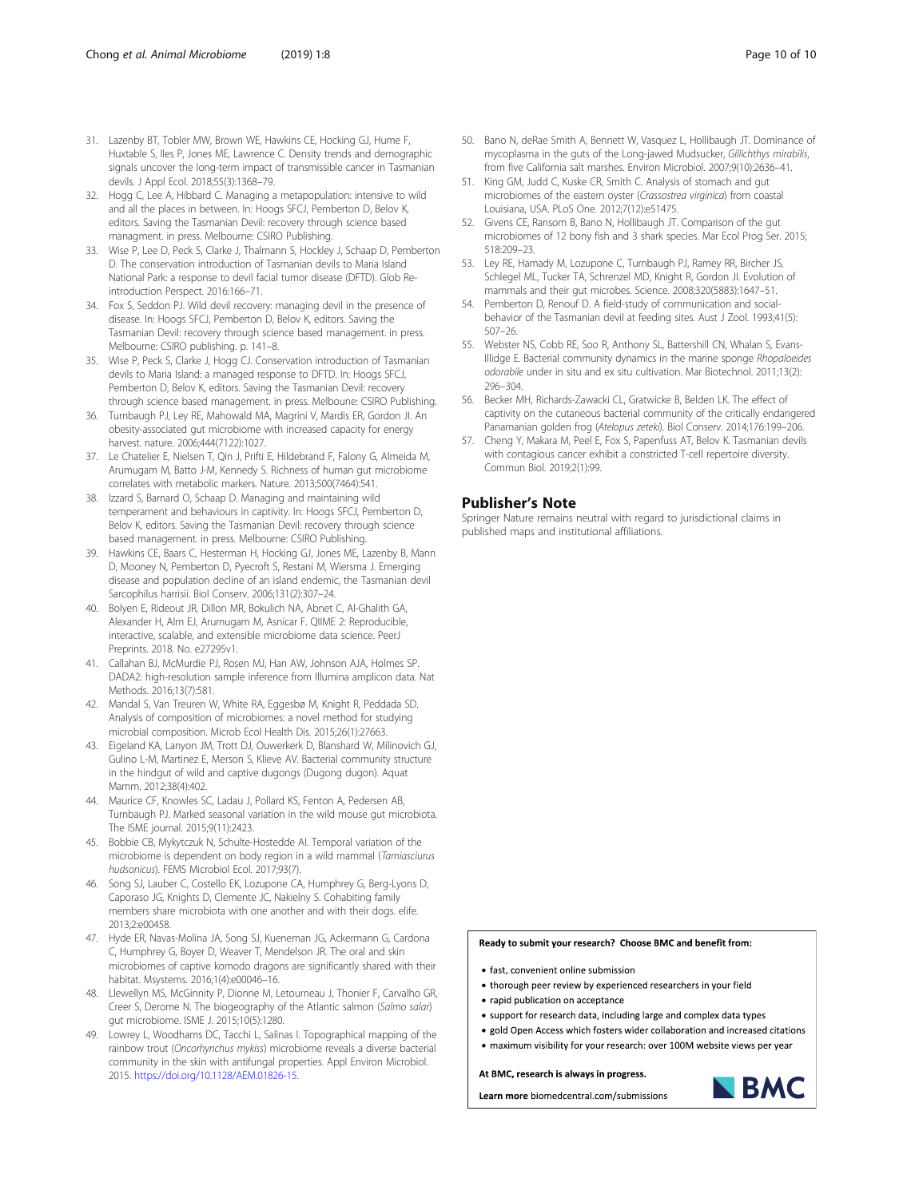31. Lazenby BT, Tobler MW, Brown WE, Hawkins CE, Hocking GJ, Hume F, Huxtable S, Iles P, Jones ME, Lawrence C. Density trends and demographic signals uncover the long-term impact of transmissible cancer in Tasmanian devils. J Appl Ecol. 2018;55(3):1368–79.
32. Hogg C, Lee A, Hibbard C. Managing a metapopulation: intensive to wild and all the places in between. In: Hoogs SFCJ, Pemberton D, Belov K, editors. Saving the Tasmanian Devil: recovery through science based managment. in press. Melbourne: CSIRO Publishing.
33. Wise P, Lee D, Peck S, Clarke J, Thalmann S, Hockley J, Schaap D, Pemberton D. The conservation introduction of Tasmanian devils to Maria Island National Park: a response to devil facial tumor disease (DFTD). Glob Re-introduction Perspect. 2016:166–71.
34. Fox S, Seddon PJ. Wild devil recovery: managing devil in the presence of disease. In: Hoogs SFCJ, Pemberton D, Belov K, editors. Saving the Tasmanian Devil: recovery through science based management. in press. Melbourne: CSIRO publishing. p. 141–8.
35. Wise P, Peck S, Clarke J, Hogg CJ. Conservation introduction of Tasmanian devils to Maria Island: a managed response to DFTD. In: Hoogs SFCJ, Pemberton D, Belov K, editors. Saving the Tasmanian Devil: recovery through science based management. in press. Melboune: CSIRO Publishing.
36. Turnbaugh PJ, Ley RE, Mahowald MA, Magrini V, Mardis ER, Gordon JI. An obesity-associated gut microbiome with increased capacity for energy harvest. nature. 2006;444(7122):1027.
37. Le Chatelier E, Nielsen T, Qin J, Prifti E, Hildebrand F, Falony G, Almeida M, Arumugam M, Batto J-M, Kennedy S. Richness of human gut microbiome correlates with metabolic markers. Nature. 2013;500(7464):541.
38. Izzard S, Barnard O, Schaap D. Managing and maintaining wild temperament and behaviours in captivity. In: Hoogs SFCJ, Pemberton D, Belov K, editors. Saving the Tasmanian Devil: recovery through science based management. in press. Melbourne: CSIRO Publishing.
39. Hawkins CE, Baars C, Hesterman H, Hocking GJ, Jones ME, Lazenby B, Mann D, Mooney N, Pemberton D, Pyecroft S, Restani M, Wiersma J. Emerging disease and population decline of an island endemic, the Tasmanian devil Sarcophilus harrisii. Biol Conserv. 2006;131(2):307–24.
40. Bolyen E, Rideout JR, Dillon MR, Bokulich NA, Abnet C, Al-Ghalith GA, Alexander H, Alm EJ, Arumugam M, Asnicar F. QIIME 2: Reproducible, interactive, scalable, and extensible microbiome data science. PeerJ Preprints. 2018. No. e27295v1.
41. Callahan BJ, McMurdie PJ, Rosen MJ, Han AW, Johnson AJA, Holmes SP. DADA2: high-resolution sample inference from Illumina amplicon data. Nat Methods. 2016;13(7):581.
42. Mandal S, Van Treuren W, White RA, Eggesbø M, Knight R, Peddada SD. Analysis of composition of microbiomes: a novel method for studying microbial composition. Microb Ecol Health Dis. 2015;26(1):27663.
43. Eigeland KA, Lanyon JM, Trott DJ, Ouwerkerk D, Blanshard W, Milinovich GJ, Gulino L-M, Martinez E, Merson S, Klieve AV. Bacterial community structure in the hindgut of wild and captive dugongs (Dugong dugon). Aquat Mamm. 2012;38(4):402.
44. Maurice CF, Knowles SC, Ladau J, Pollard KS, Fenton A, Pedersen AB, Turnbaugh PJ. Marked seasonal variation in the wild mouse gut microbiota. The ISME journal. 2015;9(11):2423.
45. Bobbie CB, Mykytczuk N, Schulte-Hostedde AI. Temporal variation of the microbiome is dependent on body region in a wild mammal (*Tamiasciurus hudsonicus*). FEMS Microbiol Ecol. 2017;93(7).
46. Song SJ, Lauber C, Costello EK, Lozupone CA, Humphrey G, Berg-Lyons D, Caporaso JG, Knights D, Clemente JC, Nakielny S. Cohabiting family members share microbiota with one another and with their dogs. elife. 2013;2:e00458.
47. Hyde ER, Navas-Molina JA, Song SJ, Kueneman JG, Ackermann G, Cardona C, Humphrey G, Boyer D, Weaver T, Mendelson JR. The oral and skin microbiomes of captive komodo dragons are significantly shared with their habitat. Msystems. 2016;1(4):e00046–16.
48. Llewellyn MS, McGinnity P, Dionne M, Letourneau J, Thonier F, Carvalho GR, Creer S, Derome N. The biogeography of the Atlantic salmon (*Salmo salar*) gut microbiome. ISME J. 2015;10(5):1280.
49. Lowrey L, Woodhams DC, Tacchi L, Salinas I. Topographical mapping of the rainbow trout (*Oncorhynchus mykiss*) microbiome reveals a diverse bacterial community in the skin with antifungal properties. Appl Environ Microbiol. 2015. https://doi.org/10.1128/AEM.01826-15.
50. Bano N, deRae Smith A, Bennett W, Vasquez L, Hollibaugh JT. Dominance of mycoplasma in the guts of the Long-jawed Mudsucker, *Gillichthys mirabilis*, from five California salt marshes. Environ Microbiol. 2007;9(10):2636–41.
51. King GM, Judd C, Kuske CR, Smith C. Analysis of stomach and gut microbiomes of the eastern oyster (*Crassostrea virginica*) from coastal Louisiana, USA. PLoS One. 2012;7(12):e51475.
52. Givens CE, Ransom B, Bano N, Hollibaugh JT. Comparison of the gut microbiomes of 12 bony fish and 3 shark species. Mar Ecol Prog Ser. 2015; 518:209–23.
53. Ley RE, Hamady M, Lozupone C, Turnbaugh PJ, Ramey RR, Bircher JS, Schlegel ML, Tucker TA, Schrenzel MD, Knight R, Gordon JI. Evolution of mammals and their gut microbes. Science. 2008;320(5883):1647–51.
54. Pemberton D, Renouf D. A field-study of communication and social-behavior of the Tasmanian devil at feeding sites. Aust J Zool. 1993;41(5): 507–26.
55. Webster NS, Cobb RE, Soo R, Anthony SL, Battershill CN, Whalan S, Evans-Illidge E. Bacterial community dynamics in the marine sponge *Rhopaloeides odorabile* under in situ and ex situ cultivation. Mar Biotechnol. 2011;13(2): 296–304.
56. Becker MH, Richards-Zawacki CL, Gratwicke B, Belden LK. The effect of captivity on the cutaneous bacterial community of the critically endangered Panamanian golden frog (*Atelopus zeteki*). Biol Conserv. 2014;176:199–206.
57. Cheng Y, Makara M, Peel E, Fox S, Papenfuss AT, Belov K. Tasmanian devils with contagious cancer exhibit a constricted T-cell repertoire diversity. Commun Biol. 2019;2(1):99.

## Publisher's Note

Springer Nature remains neutral with regard to jurisdictional claims in published maps and institutional affiliations.

**Ready to submit your research? Choose BMC and benefit from:**

- fast, convenient online submission
- thorough peer review by experienced researchers in your field
- rapid publication on acceptance
- support for research data, including large and complex data types
- gold Open Access which fosters wider collaboration and increased citations
- maximum visibility for your research: over 100M website views per year

**At BMC, research is always in progress.**

**Learn more** biomedcentral.com/submissions

BMC